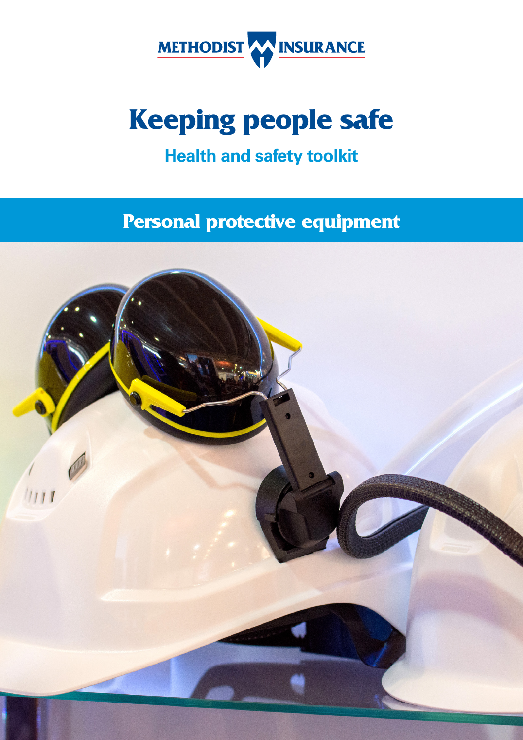METHODIST INSURANCE

# Keeping people safe

## Health and safety toolkit

# Personal protective equipment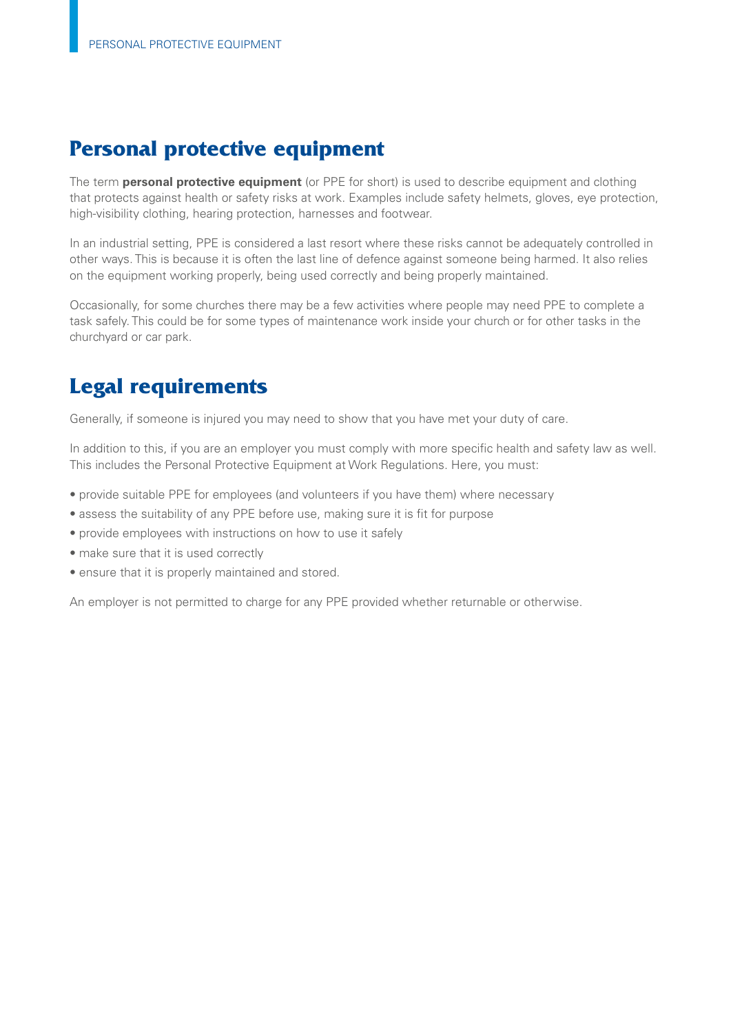## Personal protective equipment

The term **personal protective equipment** (or PPE for short) is used to describe equipment and clothing that protects against health or safety risks at work. Examples include safety helmets, gloves, eye protection, high-visibility clothing, hearing protection, harnesses and footwear.

In an industrial setting, PPE is considered a last resort where these risks cannot be adequately controlled in other ways. This is because it is often the last line of defence against someone being harmed. It also relies on the equipment working properly, being used correctly and being properly maintained.

Occasionally, for some churches there may be a few activities where people may need PPE to complete a task safely. This could be for some types of maintenance work inside your church or for other tasks in the churchyard or car park.

## Legal requirements

Generally, if someone is injured you may need to show that you have met your duty of care.

In addition to this, if you are an employer you must comply with more specific health and safety law as well. This includes the Personal Protective Equipment at Work Regulations. Here, you must:

- provide suitable PPE for employees (and volunteers if you have them) where necessary
- assess the suitability of any PPE before use, making sure it is fit for purpose
- provide employees with instructions on how to use it safely
- make sure that it is used correctly
- ensure that it is properly maintained and stored.

An employer is not permitted to charge for any PPE provided whether returnable or otherwise.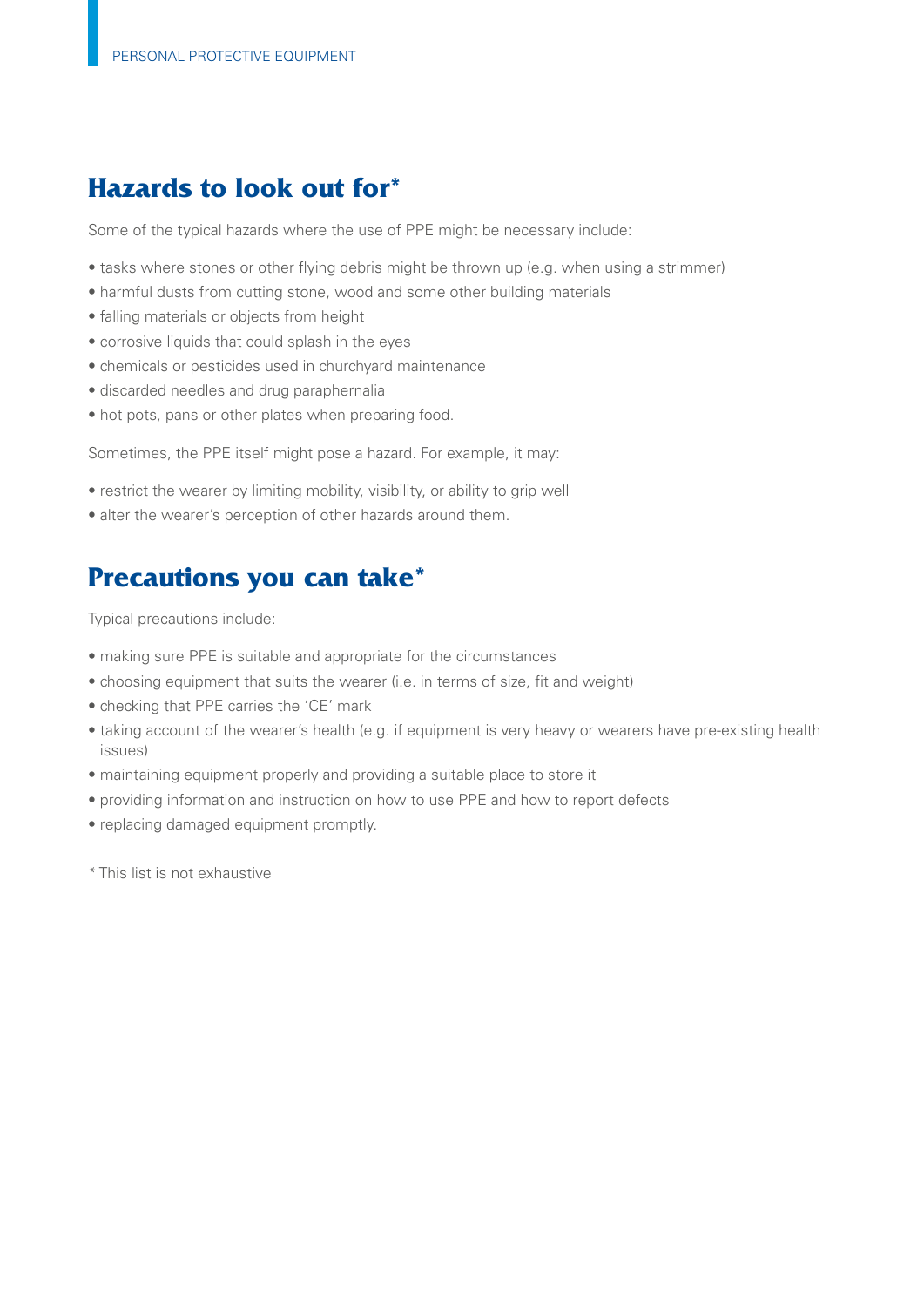## Hazards to look out for*

Some of the typical hazards where the use of PPE might be necessary include:

- tasks where stones or other flying debris might be thrown up (e.g. when using a strimmer)
- harmful dusts from cutting stone, wood and some other building materials
- falling materials or objects from height
- corrosive liquids that could splash in the eyes
- chemicals or pesticides used in churchyard maintenance
- discarded needles and drug paraphernalia
- hot pots, pans or other plates when preparing food.

Sometimes, the PPE itself might pose a hazard. For example, it may:

- restrict the wearer by limiting mobility, visibility, or ability to grip well
- alter the wearer's perception of other hazards around them.

## Precautions you can take*

Typical precautions include:

- making sure PPE is suitable and appropriate for the circumstances
- choosing equipment that suits the wearer (i.e. in terms of size, fit and weight)
- checking that PPE carries the 'CE' mark
- taking account of the wearer's health (e.g. if equipment is very heavy or wearers have pre-existing health issues)
- maintaining equipment properly and providing a suitable place to store it
- providing information and instruction on how to use PPE and how to report defects
- replacing damaged equipment promptly.

* This list is not exhaustive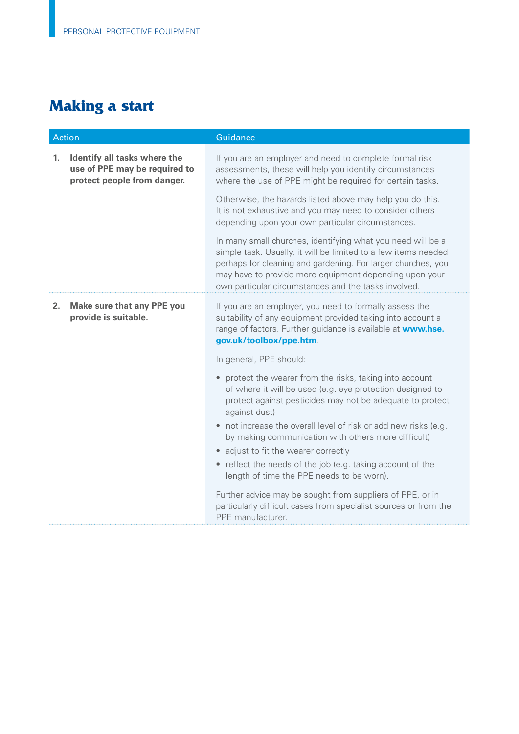## Making a start

| Action | Guidance |
| --- | --- |
| 1. **Identify all tasks where the use of PPE may be required to protect people from danger.** | If you are an employer and need to complete formal risk assessments, these will help you identify circumstances where the use of PPE might be required for certain tasks.<br><br>Otherwise, the hazards listed above may help you do this. It is not exhaustive and you may need to consider others depending upon your own particular circumstances.<br><br>In many small churches, identifying what you need will be a simple task. Usually, it will be limited to a few items needed perhaps for cleaning and gardening. For larger churches, you may have to provide more equipment depending upon your own particular circumstances and the tasks involved. |
| 2. **Make sure that any PPE you provide is suitable.** | If you are an employer, you need to formally assess the suitability of any equipment provided taking into account a range of factors. Further guidance is available at **www.hse.gov.uk/toolbox/ppe.htm**.<br><br>In general, PPE should:<br><br>• protect the wearer from the risks, taking into account of where it will be used (e.g. eye protection designed to protect against pesticides may not be adequate to protect against dust)<br>• not increase the overall level of risk or add new risks (e.g. by making communication with others more difficult)<br>• adjust to fit the wearer correctly<br>• reflect the needs of the job (e.g. taking account of the length of time the PPE needs to be worn).<br><br>Further advice may be sought from suppliers of PPE, or in particularly difficult cases from specialist sources or from the PPE manufacturer. |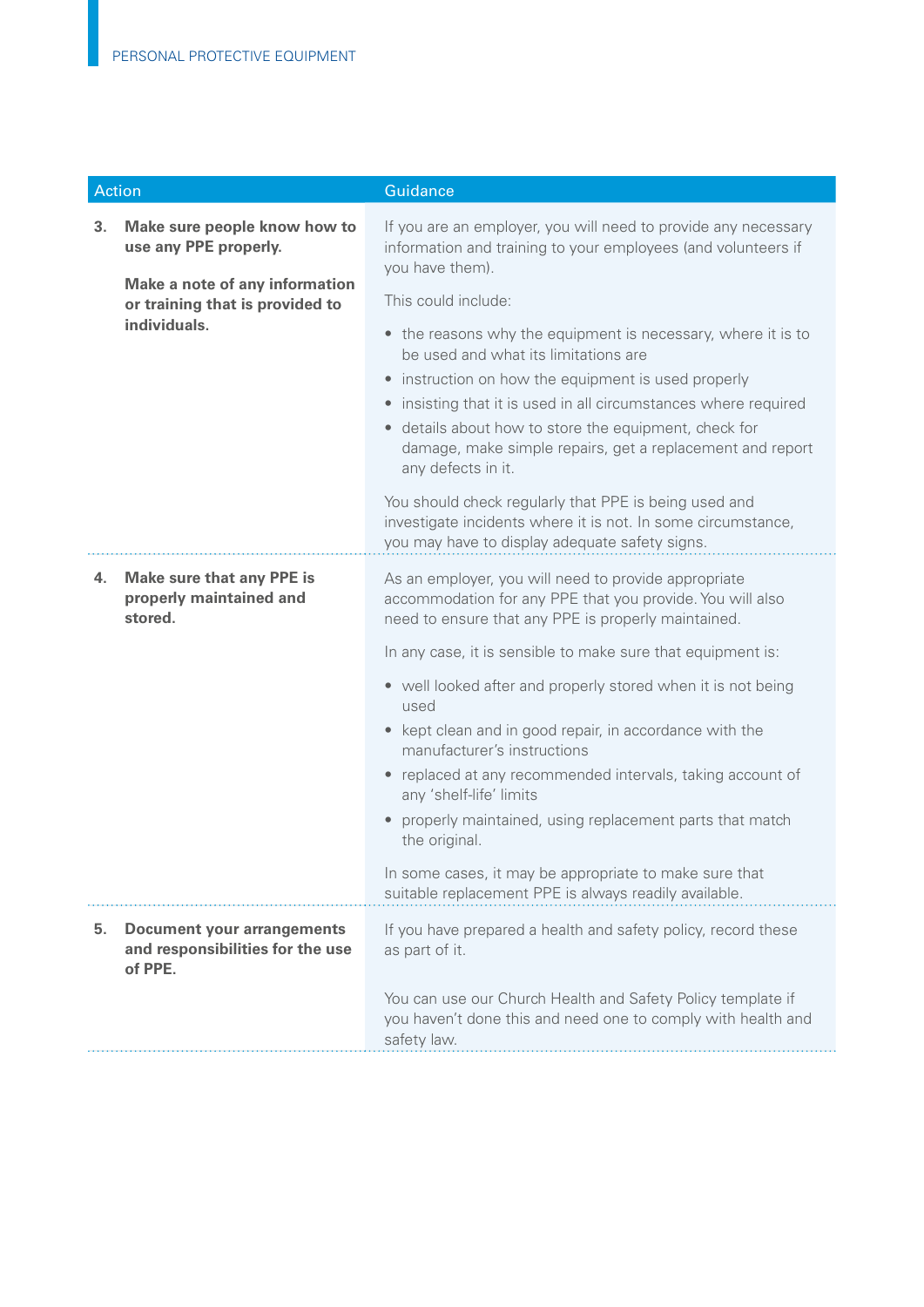| Action | Guidance |
|---|---|
| **3. Make sure people know how to use any PPE properly.**<br><br>**Make a note of any information or training that is provided to individuals.** | If you are an employer, you will need to provide any necessary information and training to your employees (and volunteers if you have them).<br><br>This could include:<br><br>• the reasons why the equipment is necessary, where it is to be used and what its limitations are<br>• instruction on how the equipment is used properly<br>• insisting that it is used in all circumstances where required<br>• details about how to store the equipment, check for damage, make simple repairs, get a replacement and report any defects in it.<br><br>You should check regularly that PPE is being used and investigate incidents where it is not. In some circumstance, you may have to display adequate safety signs. |
| **4. Make sure that any PPE is properly maintained and stored.** | As an employer, you will need to provide appropriate accommodation for any PPE that you provide. You will also need to ensure that any PPE is properly maintained.<br><br>In any case, it is sensible to make sure that equipment is:<br><br>• well looked after and properly stored when it is not being used<br>• kept clean and in good repair, in accordance with the manufacturer's instructions<br>• replaced at any recommended intervals, taking account of any 'shelf-life' limits<br>• properly maintained, using replacement parts that match the original.<br><br>In some cases, it may be appropriate to make sure that suitable replacement PPE is always readily available. |
| **5. Document your arrangements and responsibilities for the use of PPE.** | If you have prepared a health and safety policy, record these as part of it.<br><br>You can use our Church Health and Safety Policy template if you haven't done this and need one to comply with health and safety law. |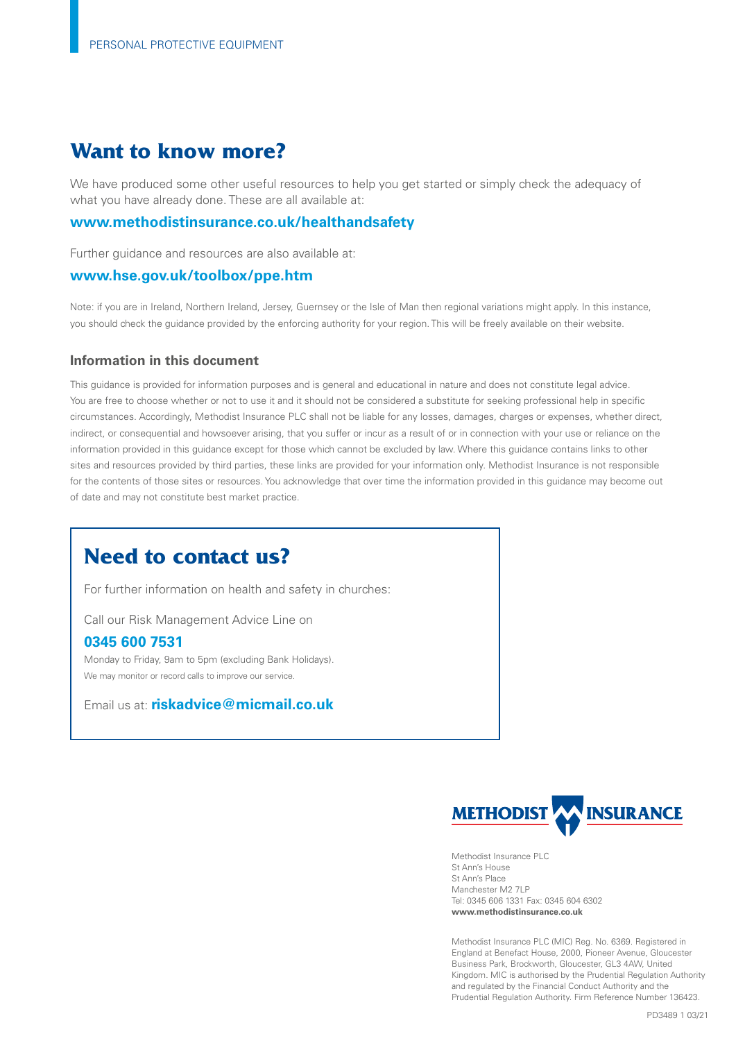## Want to know more?

We have produced some other useful resources to help you get started or simply check the adequacy of what you have already done. These are all available at:

**www.methodistinsurance.co.uk/healthandsafety**

Further guidance and resources are also available at:

**www.hse.gov.uk/toolbox/ppe.htm**

Note: if you are in Ireland, Northern Ireland, Jersey, Guernsey or the Isle of Man then regional variations might apply. In this instance, you should check the guidance provided by the enforcing authority for your region. This will be freely available on their website.

### Information in this document

This guidance is provided for information purposes and is general and educational in nature and does not constitute legal advice. You are free to choose whether or not to use it and it should not be considered a substitute for seeking professional help in specific circumstances. Accordingly, Methodist Insurance PLC shall not be liable for any losses, damages, charges or expenses, whether direct, indirect, or consequential and howsoever arising, that you suffer or incur as a result of or in connection with your use or reliance on the information provided in this guidance except for those which cannot be excluded by law. Where this guidance contains links to other sites and resources provided by third parties, these links are provided for your information only. Methodist Insurance is not responsible for the contents of those sites or resources. You acknowledge that over time the information provided in this guidance may become out of date and may not constitute best market practice.

## Need to contact us?

For further information on health and safety in churches:

Call our Risk Management Advice Line on

**0345 600 7531**

Monday to Friday, 9am to 5pm (excluding Bank Holidays).
We may monitor or record calls to improve our service.

Email us at: **riskadvice@micmail.co.uk**

METHODIST INSURANCE

Methodist Insurance PLC
St Ann's House
St Ann's Place
Manchester M2 7LP
Tel: 0345 606 1331 Fax: 0345 604 6302
**www.methodistinsurance.co.uk**

Methodist Insurance PLC (MIC) Reg. No. 6369. Registered in England at Benefact House, 2000, Pioneer Avenue, Gloucester Business Park, Brockworth, Gloucester, GL3 4AW, United Kingdom. MIC is authorised by the Prudential Regulation Authority and regulated by the Financial Conduct Authority and the Prudential Regulation Authority. Firm Reference Number 136423.

PD3489 1 03/21